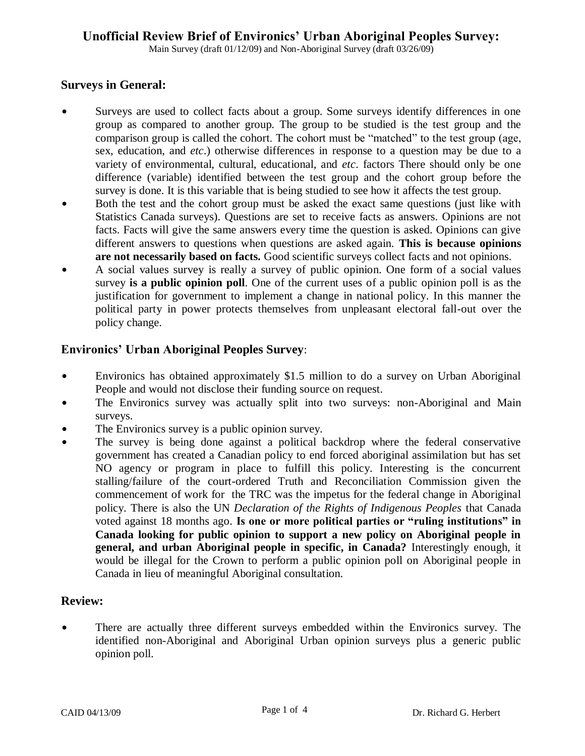# Unofficial Review Brief of Environics' Urban Aboriginal Peoples Survey:

Main Survey (draft 01/12/09) and Non-Aboriginal Survey (draft 03/26/09)

## Surveys in General:

- Surveys are used to collect facts about a group. Some surveys identify differences in one group as compared to another group. The group to be studied is the test group and the comparison group is called the cohort. The cohort must be "matched" to the test group (age, sex, education, and *etc*.) otherwise differences in response to a question may be due to a variety of environmental, cultural, educational, and *etc*. factors There should only be one difference (variable) identified between the test group and the cohort group before the survey is done. It is this variable that is being studied to see how it affects the test group.
- Both the test and the cohort group must be asked the exact same questions (just like with Statistics Canada surveys). Questions are set to receive facts as answers. Opinions are not facts. Facts will give the same answers every time the question is asked. Opinions can give different answers to questions when questions are asked again. **This is because opinions are not necessarily based on facts.** Good scientific surveys collect facts and not opinions.
- A social values survey is really a survey of public opinion. One form of a social values survey **is a public opinion poll**. One of the current uses of a public opinion poll is as the justification for government to implement a change in national policy. In this manner the political party in power protects themselves from unpleasant electoral fall-out over the policy change.

## Environics' Urban Aboriginal Peoples Survey:

- Environics has obtained approximately $1.5 million to do a survey on Urban Aboriginal People and would not disclose their funding source on request.
- The Environics survey was actually split into two surveys: non-Aboriginal and Main surveys.
- The Environics survey is a public opinion survey.
- The survey is being done against a political backdrop where the federal conservative government has created a Canadian policy to end forced aboriginal assimilation but has set NO agency or program in place to fulfill this policy. Interesting is the concurrent stalling/failure of the court-ordered Truth and Reconciliation Commission given the commencement of work for the TRC was the impetus for the federal change in Aboriginal policy. There is also the UN *Declaration of the Rights of Indigenous Peoples* that Canada voted against 18 months ago. **Is one or more political parties or "ruling institutions" in Canada looking for public opinion to support a new policy on Aboriginal people in general, and urban Aboriginal people in specific, in Canada?** Interestingly enough, it would be illegal for the Crown to perform a public opinion poll on Aboriginal people in Canada in lieu of meaningful Aboriginal consultation.

## Review:

- There are actually three different surveys embedded within the Environics survey. The identified non-Aboriginal and Aboriginal Urban opinion surveys plus a generic public opinion poll.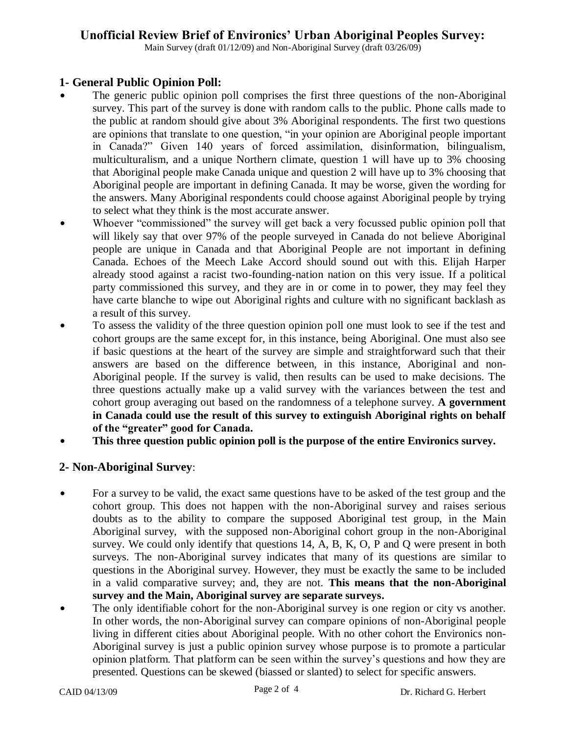# Unofficial Review Brief of Environics' Urban Aboriginal Peoples Survey:

Main Survey (draft 01/12/09) and Non-Aboriginal Survey (draft 03/26/09)

## 1- General Public Opinion Poll:

- The generic public opinion poll comprises the first three questions of the non-Aboriginal survey. This part of the survey is done with random calls to the public. Phone calls made to the public at random should give about 3% Aboriginal respondents. The first two questions are opinions that translate to one question, "in your opinion are Aboriginal people important in Canada?" Given 140 years of forced assimilation, disinformation, bilingualism, multiculturalism, and a unique Northern climate, question 1 will have up to 3% choosing that Aboriginal people make Canada unique and question 2 will have up to 3% choosing that Aboriginal people are important in defining Canada. It may be worse, given the wording for the answers. Many Aboriginal respondents could choose against Aboriginal people by trying to select what they think is the most accurate answer.
- Whoever "commissioned" the survey will get back a very focussed public opinion poll that will likely say that over 97% of the people surveyed in Canada do not believe Aboriginal people are unique in Canada and that Aboriginal People are not important in defining Canada. Echoes of the Meech Lake Accord should sound out with this. Elijah Harper already stood against a racist two-founding-nation nation on this very issue. If a political party commissioned this survey, and they are in or come in to power, they may feel they have carte blanche to wipe out Aboriginal rights and culture with no significant backlash as a result of this survey.
- To assess the validity of the three question opinion poll one must look to see if the test and cohort groups are the same except for, in this instance, being Aboriginal. One must also see if basic questions at the heart of the survey are simple and straightforward such that their answers are based on the difference between, in this instance, Aboriginal and non-Aboriginal people. If the survey is valid, then results can be used to make decisions. The three questions actually make up a valid survey with the variances between the test and cohort group averaging out based on the randomness of a telephone survey. **A government in Canada could use the result of this survey to extinguish Aboriginal rights on behalf of the "greater" good for Canada.**
- **This three question public opinion poll is the purpose of the entire Environics survey.**

## 2- Non-Aboriginal Survey:

- For a survey to be valid, the exact same questions have to be asked of the test group and the cohort group. This does not happen with the non-Aboriginal survey and raises serious doubts as to the ability to compare the supposed Aboriginal test group, in the Main Aboriginal survey, with the supposed non-Aboriginal cohort group in the non-Aboriginal survey. We could only identify that questions 14, A, B, K, O, P and Q were present in both surveys. The non-Aboriginal survey indicates that many of its questions are similar to questions in the Aboriginal survey. However, they must be exactly the same to be included in a valid comparative survey; and, they are not. **This means that the non-Aboriginal survey and the Main, Aboriginal survey are separate surveys.**
- The only identifiable cohort for the non-Aboriginal survey is one region or city vs another. In other words, the non-Aboriginal survey can compare opinions of non-Aboriginal people living in different cities about Aboriginal people. With no other cohort the Environics non-Aboriginal survey is just a public opinion survey whose purpose is to promote a particular opinion platform. That platform can be seen within the survey's questions and how they are presented. Questions can be skewed (biassed or slanted) to select for specific answers.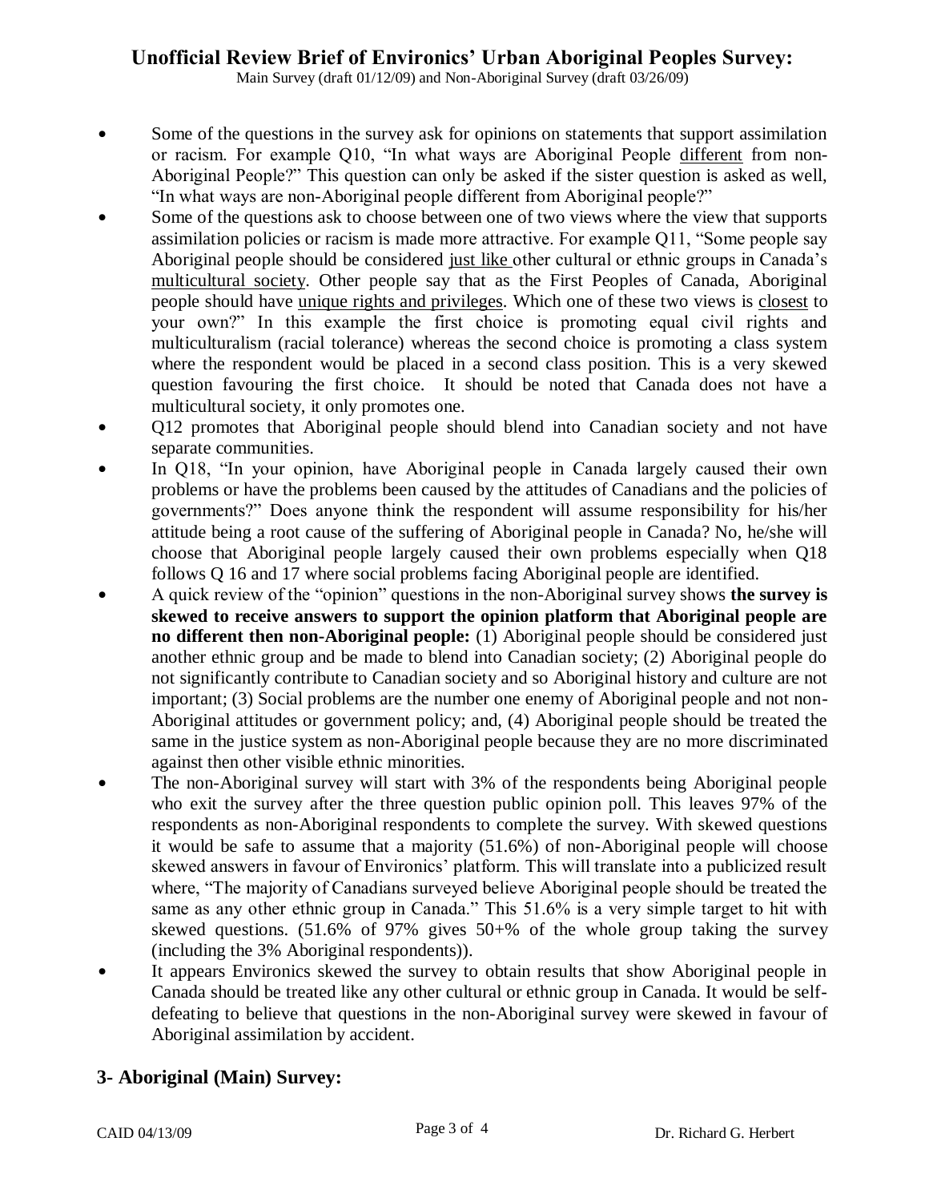- Some of the questions in the survey ask for opinions on statements that support assimilation or racism. For example Q10, "In what ways are Aboriginal People <u>different</u> from non-Aboriginal People?" This question can only be asked if the sister question is asked as well, "In what ways are non-Aboriginal people different from Aboriginal people?"
- Some of the questions ask to choose between one of two views where the view that supports assimilation policies or racism is made more attractive. For example Q11, "Some people say Aboriginal people should be considered <u>just like</u> other cultural or ethnic groups in Canada's <u>multicultural society</u>. Other people say that as the First Peoples of Canada, Aboriginal people should have <u>unique rights and privileges</u>. Which one of these two views is <u>closest</u> to your own?" In this example the first choice is promoting equal civil rights and multiculturalism (racial tolerance) whereas the second choice is promoting a class system where the respondent would be placed in a second class position. This is a very skewed question favouring the first choice. It should be noted that Canada does not have a multicultural society, it only promotes one.
- Q12 promotes that Aboriginal people should blend into Canadian society and not have separate communities.
- In Q18, "In your opinion, have Aboriginal people in Canada largely caused their own problems or have the problems been caused by the attitudes of Canadians and the policies of governments?" Does anyone think the respondent will assume responsibility for his/her attitude being a root cause of the suffering of Aboriginal people in Canada? No, he/she will choose that Aboriginal people largely caused their own problems especially when Q18 follows Q 16 and 17 where social problems facing Aboriginal people are identified.
- A quick review of the "opinion" questions in the non-Aboriginal survey shows **the survey is skewed to receive answers to support the opinion platform that Aboriginal people are no different then non-Aboriginal people:** (1) Aboriginal people should be considered just another ethnic group and be made to blend into Canadian society; (2) Aboriginal people do not significantly contribute to Canadian society and so Aboriginal history and culture are not important; (3) Social problems are the number one enemy of Aboriginal people and not non-Aboriginal attitudes or government policy; and, (4) Aboriginal people should be treated the same in the justice system as non-Aboriginal people because they are no more discriminated against then other visible ethnic minorities.
- The non-Aboriginal survey will start with 3% of the respondents being Aboriginal people who exit the survey after the three question public opinion poll. This leaves 97% of the respondents as non-Aboriginal respondents to complete the survey. With skewed questions it would be safe to assume that a majority (51.6%) of non-Aboriginal people will choose skewed answers in favour of Environics' platform. This will translate into a publicized result where, "The majority of Canadians surveyed believe Aboriginal people should be treated the same as any other ethnic group in Canada." This 51.6% is a very simple target to hit with skewed questions. (51.6% of 97% gives 50+% of the whole group taking the survey (including the 3% Aboriginal respondents)).
- It appears Environics skewed the survey to obtain results that show Aboriginal people in Canada should be treated like any other cultural or ethnic group in Canada. It would be self-defeating to believe that questions in the non-Aboriginal survey were skewed in favour of Aboriginal assimilation by accident.

## 3- Aboriginal (Main) Survey: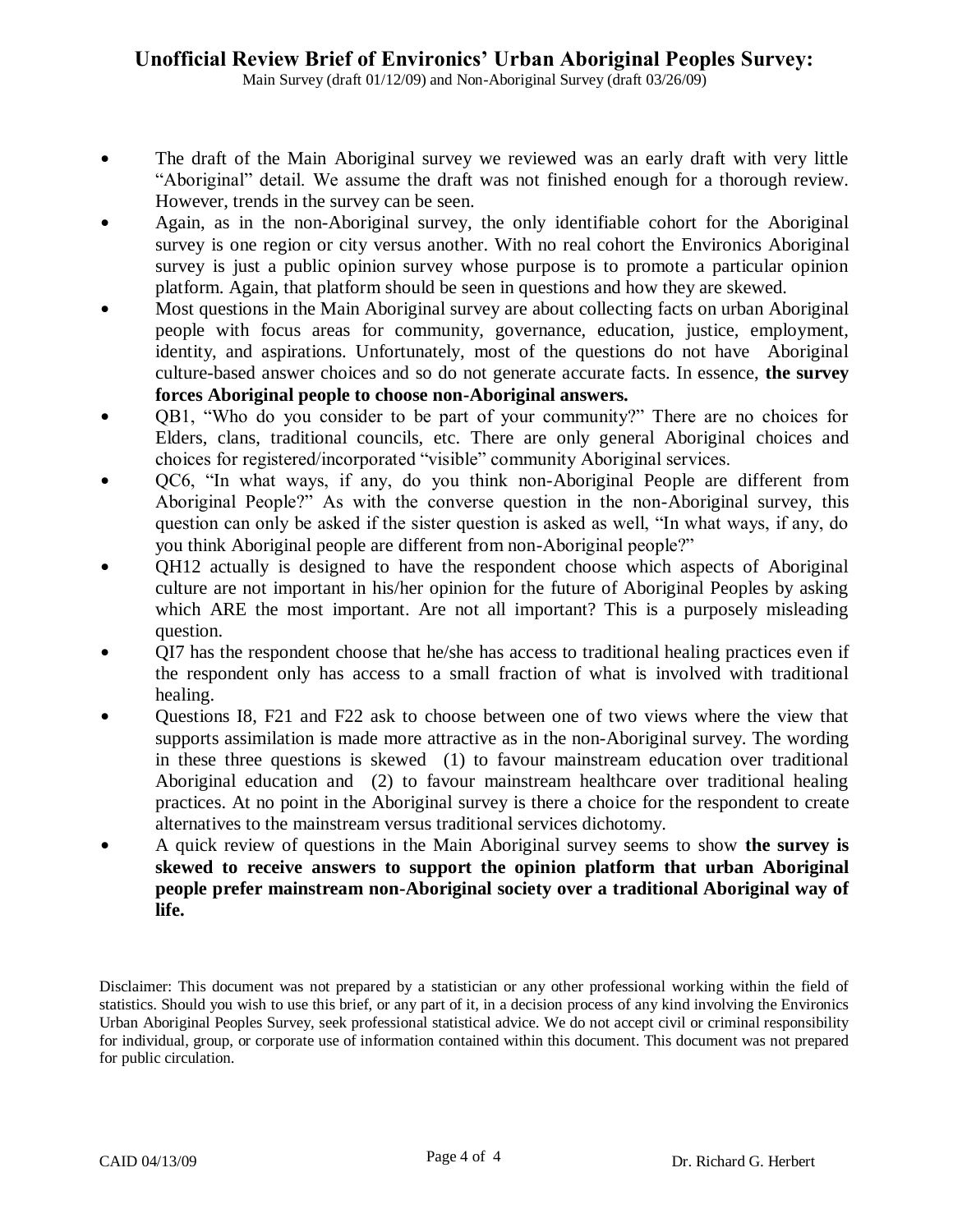**Unofficial Review Brief of Environics' Urban Aboriginal Peoples Survey:**
Main Survey (draft 01/12/09) and Non-Aboriginal Survey (draft 03/26/09)

- The draft of the Main Aboriginal survey we reviewed was an early draft with very little "Aboriginal" detail. We assume the draft was not finished enough for a thorough review. However, trends in the survey can be seen.
- Again, as in the non-Aboriginal survey, the only identifiable cohort for the Aboriginal survey is one region or city versus another. With no real cohort the Environics Aboriginal survey is just a public opinion survey whose purpose is to promote a particular opinion platform. Again, that platform should be seen in questions and how they are skewed.
- Most questions in the Main Aboriginal survey are about collecting facts on urban Aboriginal people with focus areas for community, governance, education, justice, employment, identity, and aspirations. Unfortunately, most of the questions do not have Aboriginal culture-based answer choices and so do not generate accurate facts. In essence, **the survey forces Aboriginal people to choose non-Aboriginal answers.**
- QB1, "Who do you consider to be part of your community?" There are no choices for Elders, clans, traditional councils, etc. There are only general Aboriginal choices and choices for registered/incorporated "visible" community Aboriginal services.
- QC6, "In what ways, if any, do you think non-Aboriginal People are different from Aboriginal People?" As with the converse question in the non-Aboriginal survey, this question can only be asked if the sister question is asked as well, "In what ways, if any, do you think Aboriginal people are different from non-Aboriginal people?"
- QH12 actually is designed to have the respondent choose which aspects of Aboriginal culture are not important in his/her opinion for the future of Aboriginal Peoples by asking which ARE the most important. Are not all important? This is a purposely misleading question.
- QI7 has the respondent choose that he/she has access to traditional healing practices even if the respondent only has access to a small fraction of what is involved with traditional healing.
- Questions I8, F21 and F22 ask to choose between one of two views where the view that supports assimilation is made more attractive as in the non-Aboriginal survey. The wording in these three questions is skewed (1) to favour mainstream education over traditional Aboriginal education and (2) to favour mainstream healthcare over traditional healing practices. At no point in the Aboriginal survey is there a choice for the respondent to create alternatives to the mainstream versus traditional services dichotomy.
- A quick review of questions in the Main Aboriginal survey seems to show **the survey is skewed to receive answers to support the opinion platform that urban Aboriginal people prefer mainstream non-Aboriginal society over a traditional Aboriginal way of life.**

Disclaimer: This document was not prepared by a statistician or any other professional working within the field of statistics. Should you wish to use this brief, or any part of it, in a decision process of any kind involving the Environics Urban Aboriginal Peoples Survey, seek professional statistical advice. We do not accept civil or criminal responsibility for individual, group, or corporate use of information contained within this document. This document was not prepared for public circulation.

CAID 04/13/09 Dr. Richard G. Herbert